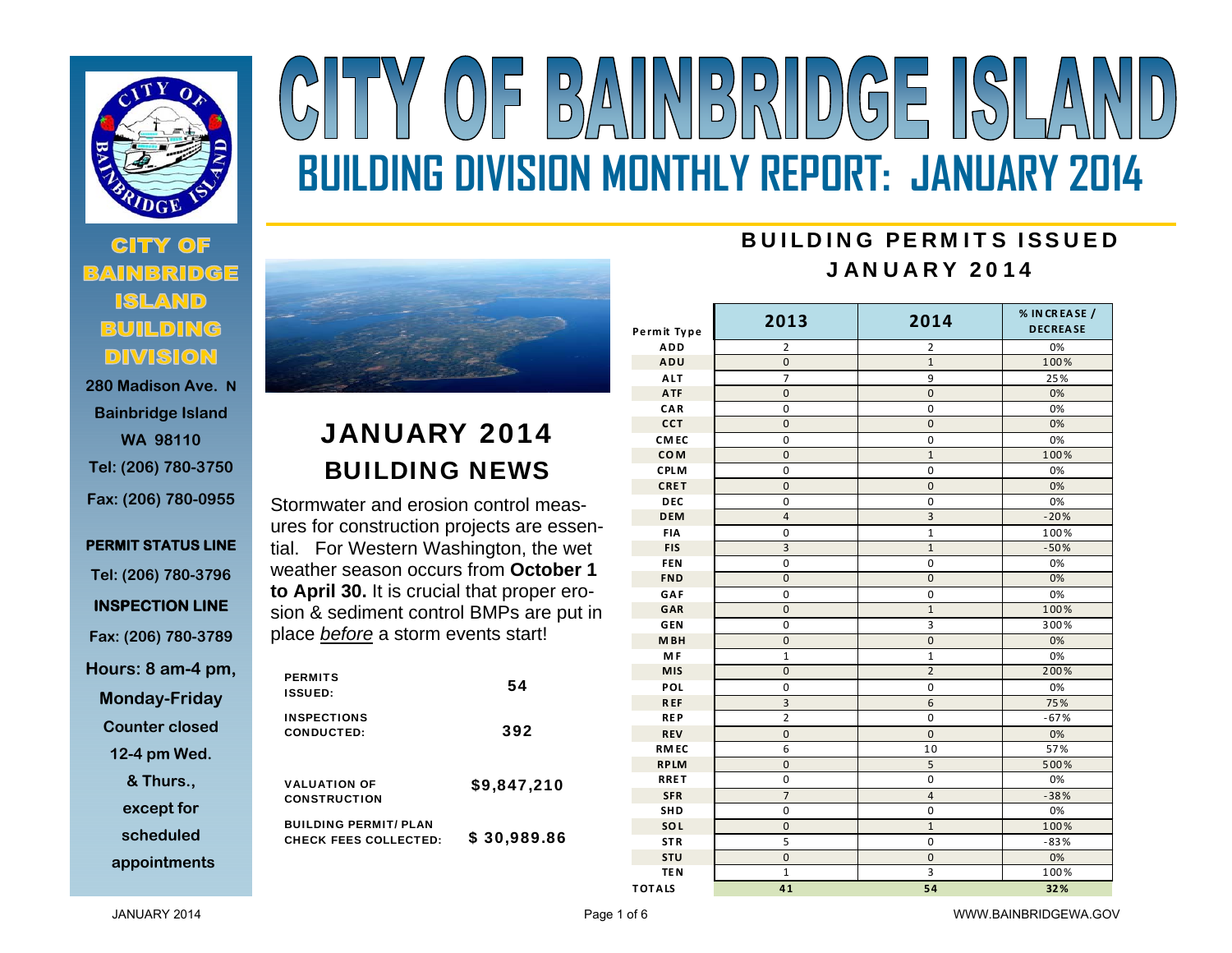# CITY OF BAINBRIDGE ISLAND

## BUILDING DIVISION MONTHLY REPORT: JANUARY 2014

**CITY OF BAINBRIDGE ISLAND BUILDING DIVISION**

280 Madison Ave. N
Bainbridge Island
WA 98110
Tel: (206) 780-3750
Fax: (206) 780-0955

**PERMIT STATUS LINE**
Tel: (206) 780-3796

**INSPECTION LINE**
Fax: (206) 780-3789

Hours: 8 am-4 pm, Monday-Friday
Counter closed 12-4 pm Wed. & Thurs., except for scheduled appointments

## JANUARY 2014 BUILDING NEWS

Stormwater and erosion control measures for construction projects are essential. For Western Washington, the wet weather season occurs from **October 1 to April 30.** It is crucial that proper erosion & sediment control BMPs are put in place *before* a storm events start!

| | |
|---|---|
| **PERMITS ISSUED:** | **54** |
| **INSPECTIONS CONDUCTED:** | **392** |
| **VALUATION OF CONSTRUCTION** | **$9,847,210** |
| **BUILDING PERMIT/ PLAN CHECK FEES COLLECTED:** | **$ 30,989.86** |

## BUILDING PERMITS ISSUED JANUARY 2014

| Permit Type | 2013 | 2014 | % INCREASE / DECREASE |
|---|---|---|---|
| ADD | 2 | 2 | 0% |
| ADU | 0 | 1 | 100% |
| ALT | 7 | 9 | 25% |
| ATF | 0 | 0 | 0% |
| CAR | 0 | 0 | 0% |
| CCT | 0 | 0 | 0% |
| CMEC | 0 | 0 | 0% |
| COM | 0 | 1 | 100% |
| CPLM | 0 | 0 | 0% |
| CRET | 0 | 0 | 0% |
| DEC | 0 | 0 | 0% |
| DEM | 4 | 3 | -20% |
| FIA | 0 | 1 | 100% |
| FIS | 3 | 1 | -50% |
| FEN | 0 | 0 | 0% |
| FND | 0 | 0 | 0% |
| GAF | 0 | 0 | 0% |
| GAR | 0 | 1 | 100% |
| GEN | 0 | 3 | 300% |
| MBH | 0 | 0 | 0% |
| MF | 1 | 1 | 0% |
| MIS | 0 | 2 | 200% |
| POL | 0 | 0 | 0% |
| REF | 3 | 6 | 75% |
| REP | 2 | 0 | -67% |
| REV | 0 | 0 | 0% |
| RMEC | 6 | 10 | 57% |
| RPLM | 0 | 5 | 500% |
| RRET | 0 | 0 | 0% |
| SFR | 7 | 4 | -38% |
| SHD | 0 | 0 | 0% |
| SOL | 0 | 1 | 100% |
| STR | 5 | 0 | -83% |
| STU | 0 | 0 | 0% |
| TEN | 1 | 3 | 100% |
| **TOTALS** | **41** | **54** | **32%** |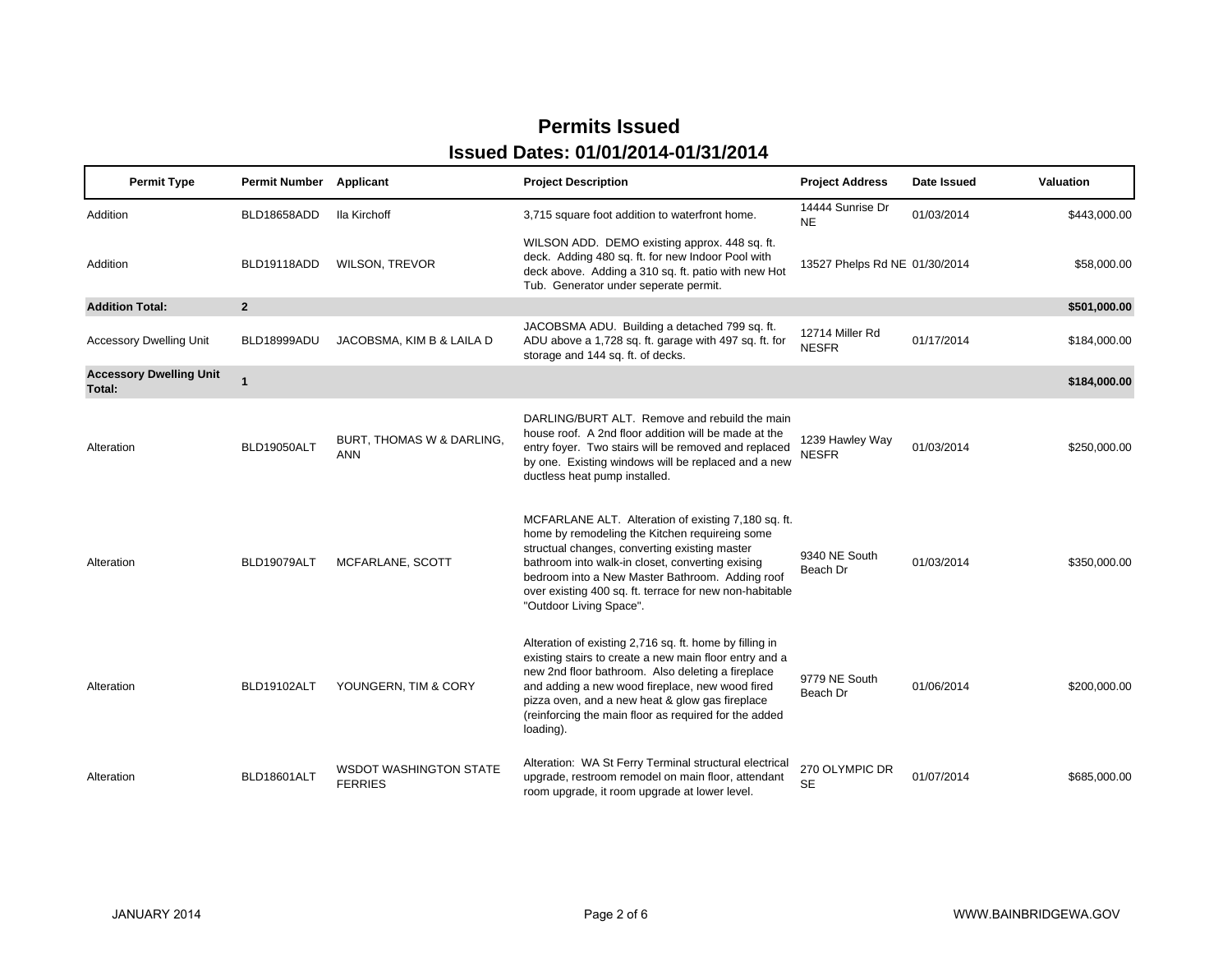# Permits Issued

## Issued Dates: 01/01/2014-01/31/2014

| Permit Type | Permit Number | Applicant | Project Description | Project Address | Date Issued | Valuation |
|---|---|---|---|---|---|---|
| Addition | BLD18658ADD | Ila Kirchoff | 3,715 square foot addition to waterfront home. | 14444 Sunrise Dr NE | 01/03/2014 | $443,000.00 |
| Addition | BLD19118ADD | WILSON, TREVOR | WILSON ADD. DEMO existing approx. 448 sq. ft. deck. Adding 480 sq. ft. for new Indoor Pool with deck above. Adding a 310 sq. ft. patio with new Hot Tub. Generator under seperate permit. | 13527 Phelps Rd NE | 01/30/2014 | $58,000.00 |
| **Addition Total:** | **2** | | | | | **$501,000.00** |
| Accessory Dwelling Unit | BLD18999ADU | JACOBSMA, KIM B & LAILA D | JACOBSMA ADU. Building a detached 799 sq. ft. ADU above a 1,728 sq. ft. garage with 497 sq. ft. for storage and 144 sq. ft. of decks. | 12714 Miller Rd NESFR | 01/17/2014 | $184,000.00 |
| **Accessory Dwelling Unit Total:** | **1** | | | | | **$184,000.00** |
| Alteration | BLD19050ALT | BURT, THOMAS W & DARLING, ANN | DARLING/BURT ALT. Remove and rebuild the main house roof. A 2nd floor addition will be made at the entry foyer. Two stairs will be removed and replaced by one. Existing windows will be replaced and a new ductless heat pump installed. | 1239 Hawley Way NESFR | 01/03/2014 | $250,000.00 |
| Alteration | BLD19079ALT | MCFARLANE, SCOTT | MCFARLANE ALT. Alteration of existing 7,180 sq. ft. home by remodeling the Kitchen requireing some structual changes, converting existing master bathroom into walk-in closet, converting exising bedroom into a New Master Bathroom. Adding roof over existing 400 sq. ft. terrace for new non-habitable "Outdoor Living Space". | 9340 NE South Beach Dr | 01/03/2014 | $350,000.00 |
| Alteration | BLD19102ALT | YOUNGERN, TIM & CORY | Alteration of existing 2,716 sq. ft. home by filling in existing stairs to create a new main floor entry and a new 2nd floor bathroom. Also deleting a fireplace and adding a new wood fireplace, new wood fired pizza oven, and a new heat & glow gas fireplace (reinforcing the main floor as required for the added loading). | 9779 NE South Beach Dr | 01/06/2014 | $200,000.00 |
| Alteration | BLD18601ALT | WSDOT WASHINGTON STATE FERRIES | Alteration: WA St Ferry Terminal structural electrical upgrade, restroom remodel on main floor, attendant room upgrade, it room upgrade at lower level. | 270 OLYMPIC DR SE | 01/07/2014 | $685,000.00 |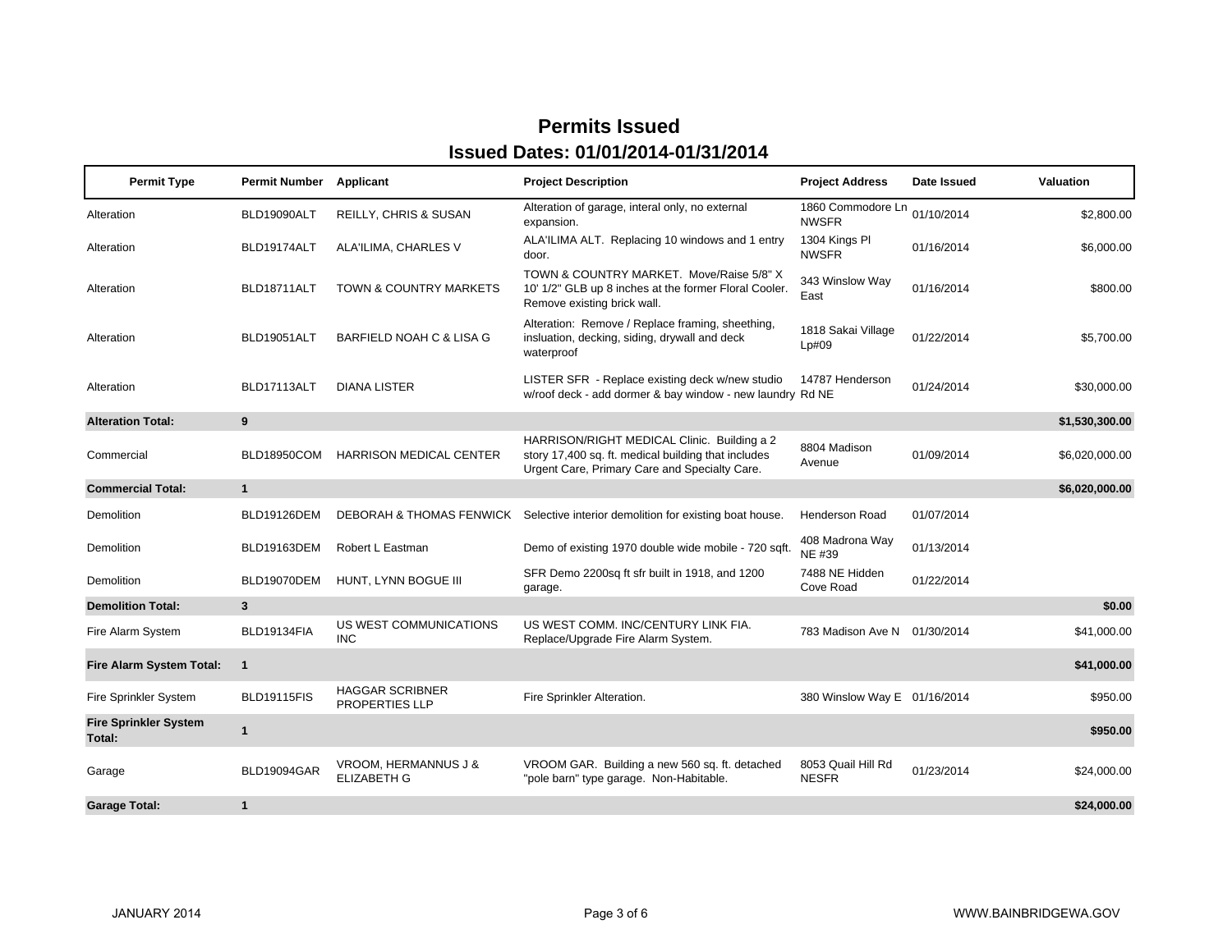# Permits Issued

## Issued Dates: 01/01/2014-01/31/2014

| Permit Type | Permit Number | Applicant | Project Description | Project Address | Date Issued | Valuation |
|---|---|---|---|---|---|---|
| Alteration | BLD19090ALT | REILLY, CHRIS & SUSAN | Alteration of garage, interal only, no external expansion. | 1860 Commodore Ln NWSFR | 01/10/2014 | $2,800.00 |
| Alteration | BLD19174ALT | ALA'ILIMA, CHARLES V | ALA'ILIMA ALT. Replacing 10 windows and 1 entry door. | 1304 Kings Pl NWSFR | 01/16/2014 | $6,000.00 |
| Alteration | BLD18711ALT | TOWN & COUNTRY MARKETS | TOWN & COUNTRY MARKET. Move/Raise 5/8" X 10' 1/2" GLB up 8 inches at the former Floral Cooler. Remove existing brick wall. | 343 Winslow Way East | 01/16/2014 | $800.00 |
| Alteration | BLD19051ALT | BARFIELD NOAH C & LISA G | Alteration: Remove / Replace framing, sheething, insluation, decking, siding, drywall and deck waterproof | 1818 Sakai Village Lp#09 | 01/22/2014 | $5,700.00 |
| Alteration | BLD17113ALT | DIANA LISTER | LISTER SFR - Replace existing deck w/new studio w/roof deck - add dormer & bay window - new laundry | 14787 Henderson Rd NE | 01/24/2014 | $30,000.00 |
| **Alteration Total:** | **9** | | | | | **$1,530,300.00** |
| Commercial | BLD18950COM | HARRISON MEDICAL CENTER | HARRISON/RIGHT MEDICAL Clinic. Building a 2 story 17,400 sq. ft. medical building that includes Urgent Care, Primary Care and Specialty Care. | 8804 Madison Avenue | 01/09/2014 | $6,020,000.00 |
| **Commercial Total:** | **1** | | | | | **$6,020,000.00** |
| Demolition | BLD19126DEM | DEBORAH & THOMAS FENWICK | Selective interior demolition for existing boat house. | Henderson Road | 01/07/2014 | |
| Demolition | BLD19163DEM | Robert L Eastman | Demo of existing 1970 double wide mobile - 720 sqft. | 408 Madrona Way NE #39 | 01/13/2014 | |
| Demolition | BLD19070DEM | HUNT, LYNN BOGUE III | SFR Demo 2200sq ft sfr built in 1918, and 1200 garage. | 7488 NE Hidden Cove Road | 01/22/2014 | |
| **Demolition Total:** | **3** | | | | | **$0.00** |
| Fire Alarm System | BLD19134FIA | US WEST COMMUNICATIONS INC | US WEST COMM. INC/CENTURY LINK FIA. Replace/Upgrade Fire Alarm System. | 783 Madison Ave N | 01/30/2014 | $41,000.00 |
| **Fire Alarm System Total:** | **1** | | | | | **$41,000.00** |
| Fire Sprinkler System | BLD19115FIS | HAGGAR SCRIBNER PROPERTIES LLP | Fire Sprinkler Alteration. | 380 Winslow Way E | 01/16/2014 | $950.00 |
| **Fire Sprinkler System Total:** | **1** | | | | | **$950.00** |
| Garage | BLD19094GAR | VROOM, HERMANNUS J & ELIZABETH G | VROOM GAR. Building a new 560 sq. ft. detached "pole barn" type garage. Non-Habitable. | 8053 Quail Hill Rd NESFR | 01/23/2014 | $24,000.00 |
| **Garage Total:** | **1** | | | | | **$24,000.00** |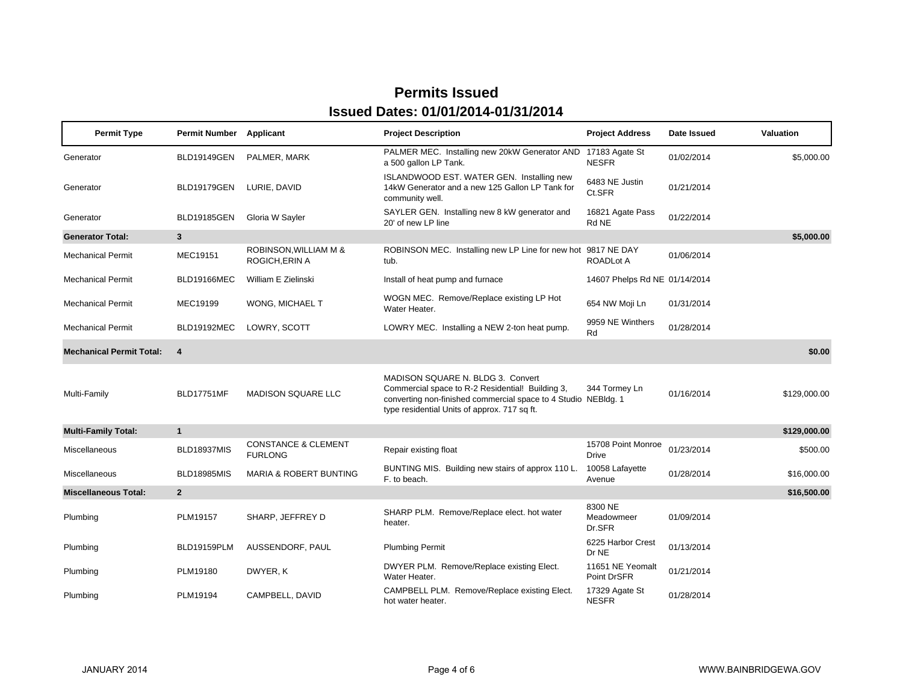# Permits Issued

## Issued Dates: 01/01/2014-01/31/2014

| Permit Type | Permit Number | Applicant | Project Description | Project Address | Date Issued | Valuation |
|---|---|---|---|---|---|---|
| Generator | BLD19149GEN | PALMER, MARK | PALMER MEC. Installing new 20kW Generator AND a 500 gallon LP Tank. | 17183 Agate St NESFR | 01/02/2014 | $5,000.00 |
| Generator | BLD19179GEN | LURIE, DAVID | ISLANDWOOD EST. WATER GEN. Installing new 14kW Generator and a new 125 Gallon LP Tank for community well. | 6483 NE Justin Ct.SFR | 01/21/2014 | |
| Generator | BLD19185GEN | Gloria W Sayler | SAYLER GEN. Installing new 8 kW generator and 20' of new LP line | 16821 Agate Pass Rd NE | 01/22/2014 | |
| **Generator Total:** | **3** | | | | | **$5,000.00** |
| Mechanical Permit | MEC19151 | ROBINSON,WILLIAM M & ROGICH,ERIN A | ROBINSON MEC. Installing new LP Line for new hot tub. | 9817 NE DAY ROADLot A | 01/06/2014 | |
| Mechanical Permit | BLD19166MEC | William E Zielinski | Install of heat pump and furnace | 14607 Phelps Rd NE | 01/14/2014 | |
| Mechanical Permit | MEC19199 | WONG, MICHAEL T | WOGN MEC. Remove/Replace existing LP Hot Water Heater. | 654 NW Moji Ln | 01/31/2014 | |
| Mechanical Permit | BLD19192MEC | LOWRY, SCOTT | LOWRY MEC. Installing a NEW 2-ton heat pump. | 9959 NE Winthers Rd | 01/28/2014 | |
| **Mechanical Permit Total:** | **4** | | | | | **$0.00** |
| Multi-Family | BLD17751MF | MADISON SQUARE LLC | MADISON SQUARE N. BLDG 3. Convert Commercial space to R-2 Residential! Building 3, converting non-finished commercial space to 4 Studio type residential Units of approx. 717 sq ft. | 344 Tormey Ln NEBldg. 1 | 01/16/2014 | $129,000.00 |
| **Multi-Family Total:** | **1** | | | | | **$129,000.00** |
| Miscellaneous | BLD18937MIS | CONSTANCE & CLEMENT FURLONG | Repair existing float | 15708 Point Monroe Drive | 01/23/2014 | $500.00 |
| Miscellaneous | BLD18985MIS | MARIA & ROBERT BUNTING | BUNTING MIS. Building new stairs of approx 110 L. F. to beach. | 10058 Lafayette Avenue | 01/28/2014 | $16,000.00 |
| **Miscellaneous Total:** | **2** | | | | | **$16,500.00** |
| Plumbing | PLM19157 | SHARP, JEFFREY D | SHARP PLM. Remove/Replace elect. hot water heater. | 8300 NE Meadowmeer Dr.SFR | 01/09/2014 | |
| Plumbing | BLD19159PLM | AUSSENDORF, PAUL | Plumbing Permit | 6225 Harbor Crest Dr NE | 01/13/2014 | |
| Plumbing | PLM19180 | DWYER, K | DWYER PLM. Remove/Replace existing Elect. Water Heater. | 11651 NE Yeomalt Point DrSFR | 01/21/2014 | |
| Plumbing | PLM19194 | CAMPBELL, DAVID | CAMPBELL PLM. Remove/Replace existing Elect. hot water heater. | 17329 Agate St NESFR | 01/28/2014 | |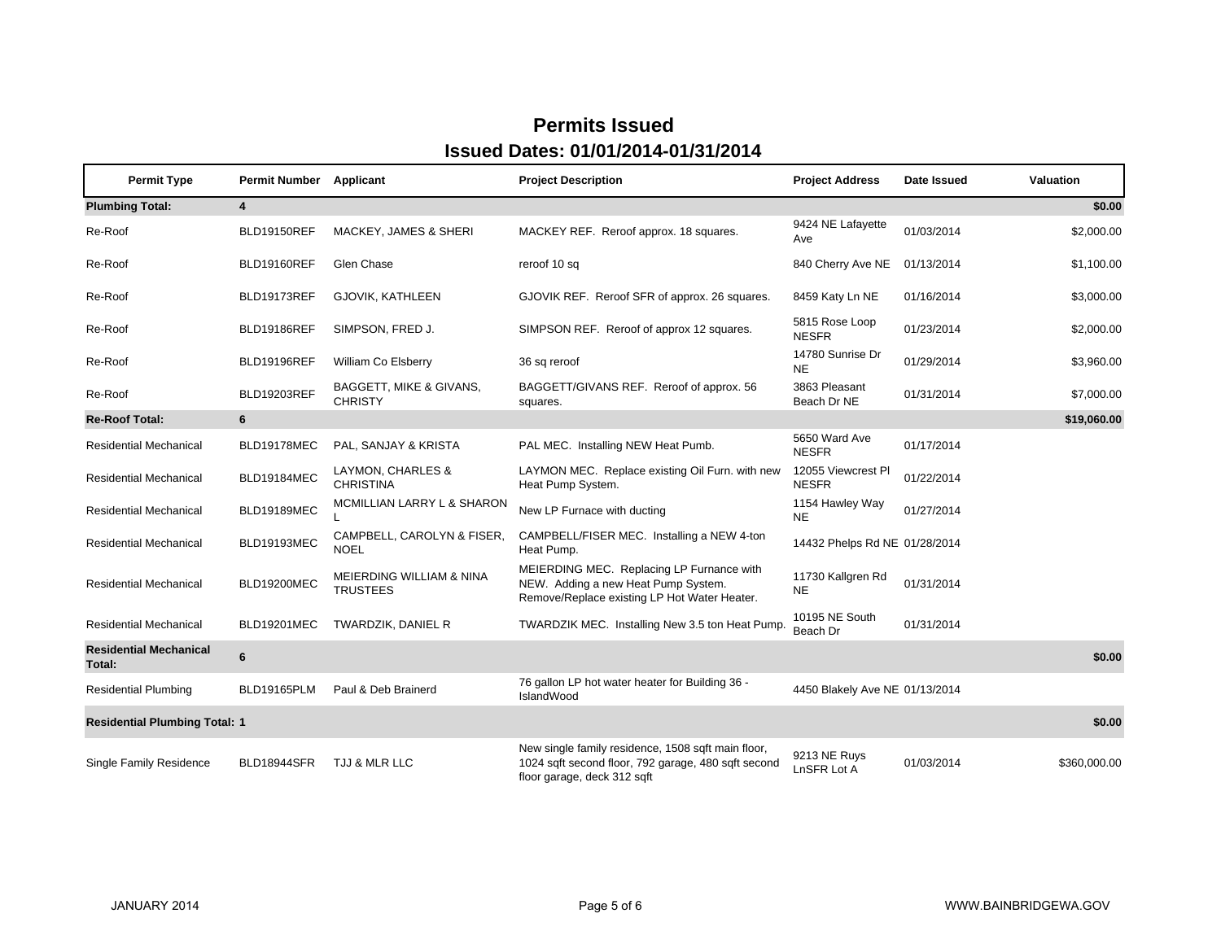# Permits Issued

## Issued Dates: 01/01/2014-01/31/2014

| Permit Type | Permit Number | Applicant | Project Description | Project Address | Date Issued | Valuation |
|---|---|---|---|---|---|---|
| **Plumbing Total:** | **4** | | | | | **$0.00** |
| Re-Roof | BLD19150REF | MACKEY, JAMES & SHERI | MACKEY REF. Reroof approx. 18 squares. | 9424 NE Lafayette Ave | 01/03/2014 | $2,000.00 |
| Re-Roof | BLD19160REF | Glen Chase | reroof 10 sq | 840 Cherry Ave NE | 01/13/2014 | $1,100.00 |
| Re-Roof | BLD19173REF | GJOVIK, KATHLEEN | GJOVIK REF. Reroof SFR of approx. 26 squares. | 8459 Katy Ln NE | 01/16/2014 | $3,000.00 |
| Re-Roof | BLD19186REF | SIMPSON, FRED J. | SIMPSON REF. Reroof of approx 12 squares. | 5815 Rose Loop NESFR | 01/23/2014 | $2,000.00 |
| Re-Roof | BLD19196REF | William Co Elsberry | 36 sq reroof | 14780 Sunrise Dr NE | 01/29/2014 | $3,960.00 |
| Re-Roof | BLD19203REF | BAGGETT, MIKE & GIVANS, CHRISTY | BAGGETT/GIVANS REF. Reroof of approx. 56 squares. | 3863 Pleasant Beach Dr NE | 01/31/2014 | $7,000.00 |
| **Re-Roof Total:** | **6** | | | | | **$19,060.00** |
| Residential Mechanical | BLD19178MEC | PAL, SANJAY & KRISTA | PAL MEC. Installing NEW Heat Pumb. | 5650 Ward Ave NESFR | 01/17/2014 | |
| Residential Mechanical | BLD19184MEC | LAYMON, CHARLES & CHRISTINA | LAYMON MEC. Replace existing Oil Furn. with new Heat Pump System. | 12055 Viewcrest Pl NESFR | 01/22/2014 | |
| Residential Mechanical | BLD19189MEC | MCMILLIAN LARRY L & SHARON L | New LP Furnace with ducting | 1154 Hawley Way NE | 01/27/2014 | |
| Residential Mechanical | BLD19193MEC | CAMPBELL, CAROLYN & FISER, NOEL | CAMPBELL/FISER MEC. Installing a NEW 4-ton Heat Pump. | 14432 Phelps Rd NE | 01/28/2014 | |
| Residential Mechanical | BLD19200MEC | MEIERDING WILLIAM & NINA TRUSTEES | MEIERDING MEC. Replacing LP Furnance with NEW. Adding a new Heat Pump System. Remove/Replace existing LP Hot Water Heater. | 11730 Kallgren Rd NE | 01/31/2014 | |
| Residential Mechanical | BLD19201MEC | TWARDZIK, DANIEL R | TWARDZIK MEC. Installing New 3.5 ton Heat Pump. | 10195 NE South Beach Dr | 01/31/2014 | |
| **Residential Mechanical Total:** | **6** | | | | | **$0.00** |
| Residential Plumbing | BLD19165PLM | Paul & Deb Brainerd | 76 gallon LP hot water heater for Building 36 - IslandWood | 4450 Blakely Ave NE | 01/13/2014 | |
| **Residential Plumbing Total:** | **1** | | | | | **$0.00** |
| Single Family Residence | BLD18944SFR | TJJ & MLR LLC | New single family residence, 1508 sqft main floor, 1024 sqft second floor, 792 garage, 480 sqft second floor garage, deck 312 sqft | 9213 NE Ruys LnSFR Lot A | 01/03/2014 | $360,000.00 |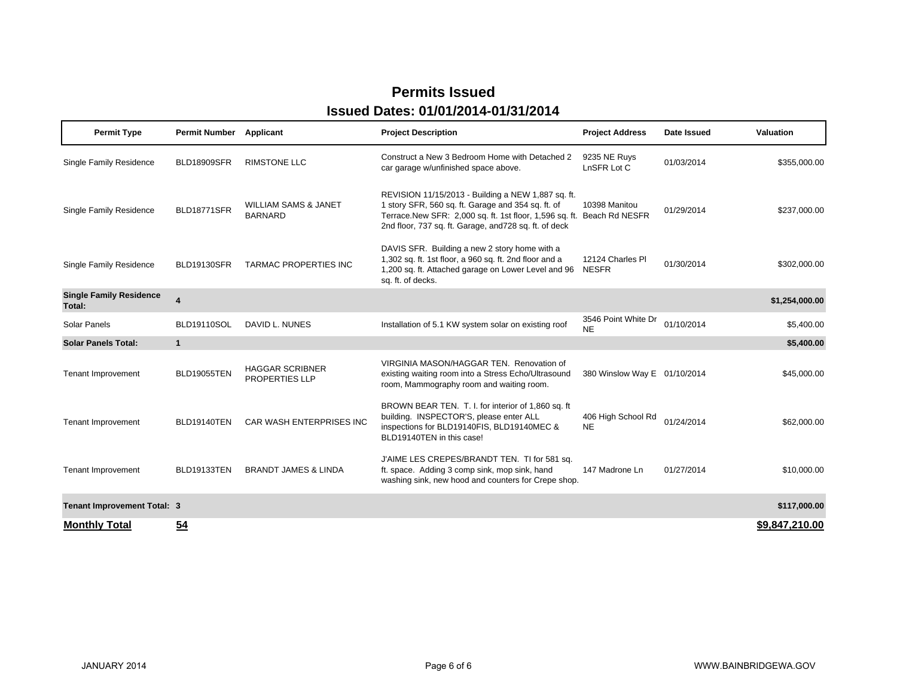# Permits Issued

## Issued Dates: 01/01/2014-01/31/2014

| Permit Type | Permit Number | Applicant | Project Description | Project Address | Date Issued | Valuation |
|---|---|---|---|---|---|---|
| Single Family Residence | BLD18909SFR | RIMSTONE LLC | Construct a New 3 Bedroom Home with Detached 2 car garage w/unfinished space above. | 9235 NE Ruys LnSFR Lot C | 01/03/2014 | $355,000.00 |
| Single Family Residence | BLD18771SFR | WILLIAM SAMS & JANET BARNARD | REVISION 11/15/2013 - Building a NEW 1,887 sq. ft. 1 story SFR, 560 sq. ft. Garage and 354 sq. ft. of Terrace.New SFR: 2,000 sq. ft. 1st floor, 1,596 sq. ft. 2nd floor, 737 sq. ft. Garage, and728 sq. ft. of deck | 10398 Manitou Beach Rd NESFR | 01/29/2014 | $237,000.00 |
| Single Family Residence | BLD19130SFR | TARMAC PROPERTIES INC | DAVIS SFR. Building a new 2 story home with a 1,302 sq. ft. 1st floor, a 960 sq. ft. 2nd floor and a 1,200 sq. ft. Attached garage on Lower Level and 96 sq. ft. of decks. | 12124 Charles Pl NESFR | 01/30/2014 | $302,000.00 |
| **Single Family Residence Total:** | **4** | | | | | **$1,254,000.00** |
| Solar Panels | BLD19110SOL | DAVID L. NUNES | Installation of 5.1 KW system solar on existing roof | 3546 Point White Dr NE | 01/10/2014 | $5,400.00 |
| **Solar Panels Total:** | **1** | | | | | **$5,400.00** |
| Tenant Improvement | BLD19055TEN | HAGGAR SCRIBNER PROPERTIES LLP | VIRGINIA MASON/HAGGAR TEN. Renovation of existing waiting room into a Stress Echo/Ultrasound room, Mammography room and waiting room. | 380 Winslow Way E | 01/10/2014 | $45,000.00 |
| Tenant Improvement | BLD19140TEN | CAR WASH ENTERPRISES INC | BROWN BEAR TEN. T. I. for interior of 1,860 sq. ft building. INSPECTOR'S, please enter ALL inspections for BLD19140FIS, BLD19140MEC & BLD19140TEN in this case! | 406 High School Rd NE | 01/24/2014 | $62,000.00 |
| Tenant Improvement | BLD19133TEN | BRANDT JAMES & LINDA | J'AIME LES CREPES/BRANDT TEN. TI for 581 sq. ft. space. Adding 3 comp sink, mop sink, hand washing sink, new hood and counters for Crepe shop. | 147 Madrone Ln | 01/27/2014 | $10,000.00 |
| **Tenant Improvement Total:** | **3** | | | | | **$117,000.00** |
| **Monthly Total** | **54** | | | | | **$9,847,210.00** |